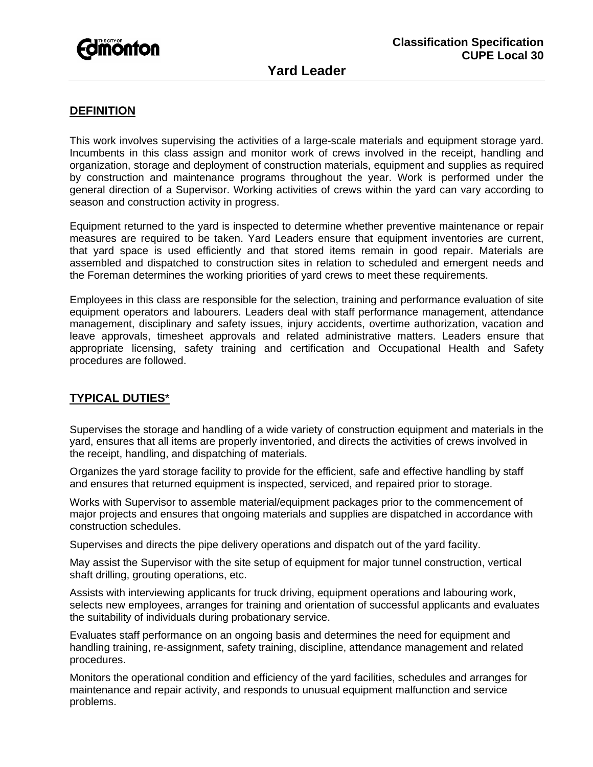The City of Edmonton

**Classification Specification**
**CUPE Local 30**

# Yard Leader

## DEFINITION

This work involves supervising the activities of a large-scale materials and equipment storage yard. Incumbents in this class assign and monitor work of crews involved in the receipt, handling and organization, storage and deployment of construction materials, equipment and supplies as required by construction and maintenance programs throughout the year. Work is performed under the general direction of a Supervisor. Working activities of crews within the yard can vary according to season and construction activity in progress.

Equipment returned to the yard is inspected to determine whether preventive maintenance or repair measures are required to be taken. Yard Leaders ensure that equipment inventories are current, that yard space is used efficiently and that stored items remain in good repair. Materials are assembled and dispatched to construction sites in relation to scheduled and emergent needs and the Foreman determines the working priorities of yard crews to meet these requirements.

Employees in this class are responsible for the selection, training and performance evaluation of site equipment operators and labourers. Leaders deal with staff performance management, attendance management, disciplinary and safety issues, injury accidents, overtime authorization, vacation and leave approvals, timesheet approvals and related administrative matters. Leaders ensure that appropriate licensing, safety training and certification and Occupational Health and Safety procedures are followed.

## TYPICAL DUTIES*

Supervises the storage and handling of a wide variety of construction equipment and materials in the yard, ensures that all items are properly inventoried, and directs the activities of crews involved in the receipt, handling, and dispatching of materials.

Organizes the yard storage facility to provide for the efficient, safe and effective handling by staff and ensures that returned equipment is inspected, serviced, and repaired prior to storage.

Works with Supervisor to assemble material/equipment packages prior to the commencement of major projects and ensures that ongoing materials and supplies are dispatched in accordance with construction schedules.

Supervises and directs the pipe delivery operations and dispatch out of the yard facility.

May assist the Supervisor with the site setup of equipment for major tunnel construction, vertical shaft drilling, grouting operations, etc.

Assists with interviewing applicants for truck driving, equipment operations and labouring work, selects new employees, arranges for training and orientation of successful applicants and evaluates the suitability of individuals during probationary service.

Evaluates staff performance on an ongoing basis and determines the need for equipment and handling training, re-assignment, safety training, discipline, attendance management and related procedures.

Monitors the operational condition and efficiency of the yard facilities, schedules and arranges for maintenance and repair activity, and responds to unusual equipment malfunction and service problems.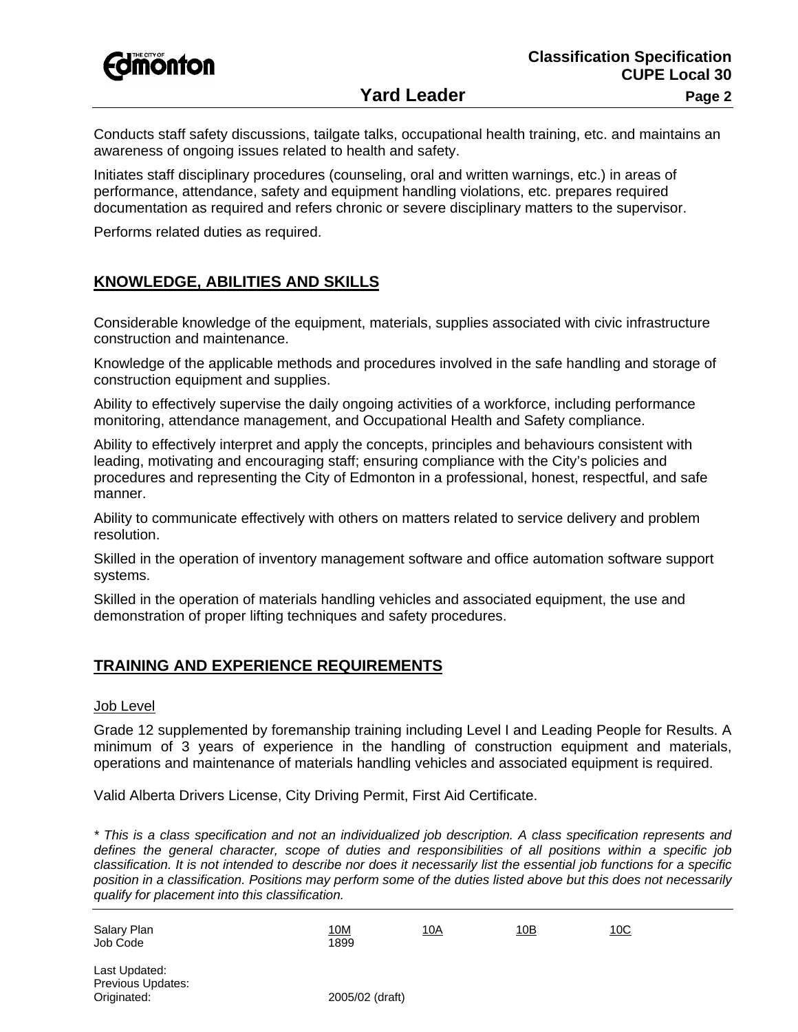Conducts staff safety discussions, tailgate talks, occupational health training, etc. and maintains an awareness of ongoing issues related to health and safety.

Initiates staff disciplinary procedures (counseling, oral and written warnings, etc.) in areas of performance, attendance, safety and equipment handling violations, etc. prepares required documentation as required and refers chronic or severe disciplinary matters to the supervisor.

Performs related duties as required.

## KNOWLEDGE, ABILITIES AND SKILLS

Considerable knowledge of the equipment, materials, supplies associated with civic infrastructure construction and maintenance.

Knowledge of the applicable methods and procedures involved in the safe handling and storage of construction equipment and supplies.

Ability to effectively supervise the daily ongoing activities of a workforce, including performance monitoring, attendance management, and Occupational Health and Safety compliance.

Ability to effectively interpret and apply the concepts, principles and behaviours consistent with leading, motivating and encouraging staff; ensuring compliance with the City's policies and procedures and representing the City of Edmonton in a professional, honest, respectful, and safe manner.

Ability to communicate effectively with others on matters related to service delivery and problem resolution.

Skilled in the operation of inventory management software and office automation software support systems.

Skilled in the operation of materials handling vehicles and associated equipment, the use and demonstration of proper lifting techniques and safety procedures.

## TRAINING AND EXPERIENCE REQUIREMENTS

Job Level

Grade 12 supplemented by foremanship training including Level I and Leading People for Results. A minimum of 3 years of experience in the handling of construction equipment and materials, operations and maintenance of materials handling vehicles and associated equipment is required.

Valid Alberta Drivers License, City Driving Permit, First Aid Certificate.

*\* This is a class specification and not an individualized job description. A class specification represents and defines the general character, scope of duties and responsibilities of all positions within a specific job classification. It is not intended to describe nor does it necessarily list the essential job functions for a specific position in a classification. Positions may perform some of the duties listed above but this does not necessarily qualify for placement into this classification.*

| | | | | |
|---|---|---|---|---|
| Salary Plan | 10M | 10A | 10B | 10C |
| Job Code | 1899 | | | |

Last Updated:
Previous Updates:
Originated: 2005/02 (draft)